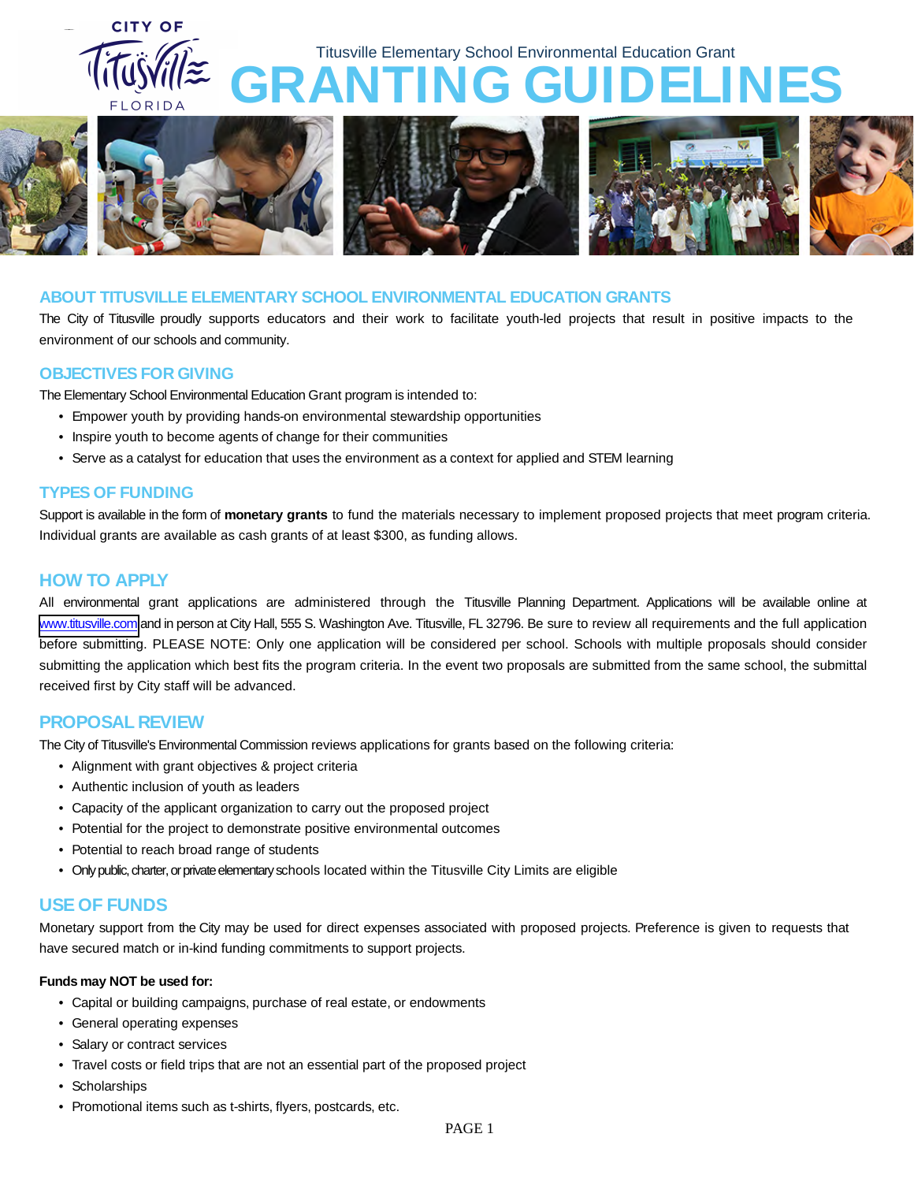Titusville Elementary School Environmental Education Grant

# GRANTING GUIDELINES

## ABOUT TITUSVILLE ELEMENTARY SCHOOL ENVIRONMENTAL EDUCATION GRANTS

The City of Titusville proudly supports educators and their work to facilitate youth-led projects that result in positive impacts to the environment of our schools and community.

## OBJECTIVES FOR GIVING

The Elementary School Environmental Education Grant program is intended to:

- Empower youth by providing hands-on environmental stewardship opportunities
- Inspire youth to become agents of change for their communities
- Serve as a catalyst for education that uses the environment as a context for applied and STEM learning

## TYPES OF FUNDING

Support is available in the form of **monetary grants** to fund the materials necessary to implement proposed projects that meet program criteria. Individual grants are available as cash grants of at least $300, as funding allows.

## HOW TO APPLY

All environmental grant applications are administered through the Titusville Planning Department. Applications will be available online at www.titusville.com and in person at City Hall, 555 S. Washington Ave. Titusville, FL 32796. Be sure to review all requirements and the full application before submitting. PLEASE NOTE: Only one application will be considered per school. Schools with multiple proposals should consider submitting the application which best fits the program criteria. In the event two proposals are submitted from the same school, the submittal received first by City staff will be advanced.

## PROPOSAL REVIEW

The City of Titusville's Environmental Commission reviews applications for grants based on the following criteria:

- Alignment with grant objectives & project criteria
- Authentic inclusion of youth as leaders
- Capacity of the applicant organization to carry out the proposed project
- Potential for the project to demonstrate positive environmental outcomes
- Potential to reach broad range of students
- Only public, charter, or private elementary schools located within the Titusville City Limits are eligible

## USE OF FUNDS

Monetary support from the City may be used for direct expenses associated with proposed projects. Preference is given to requests that have secured match or in-kind funding commitments to support projects.

**Funds may NOT be used for:**

- Capital or building campaigns, purchase of real estate, or endowments
- General operating expenses
- Salary or contract services
- Travel costs or field trips that are not an essential part of the proposed project
- Scholarships
- Promotional items such as t-shirts, flyers, postcards, etc.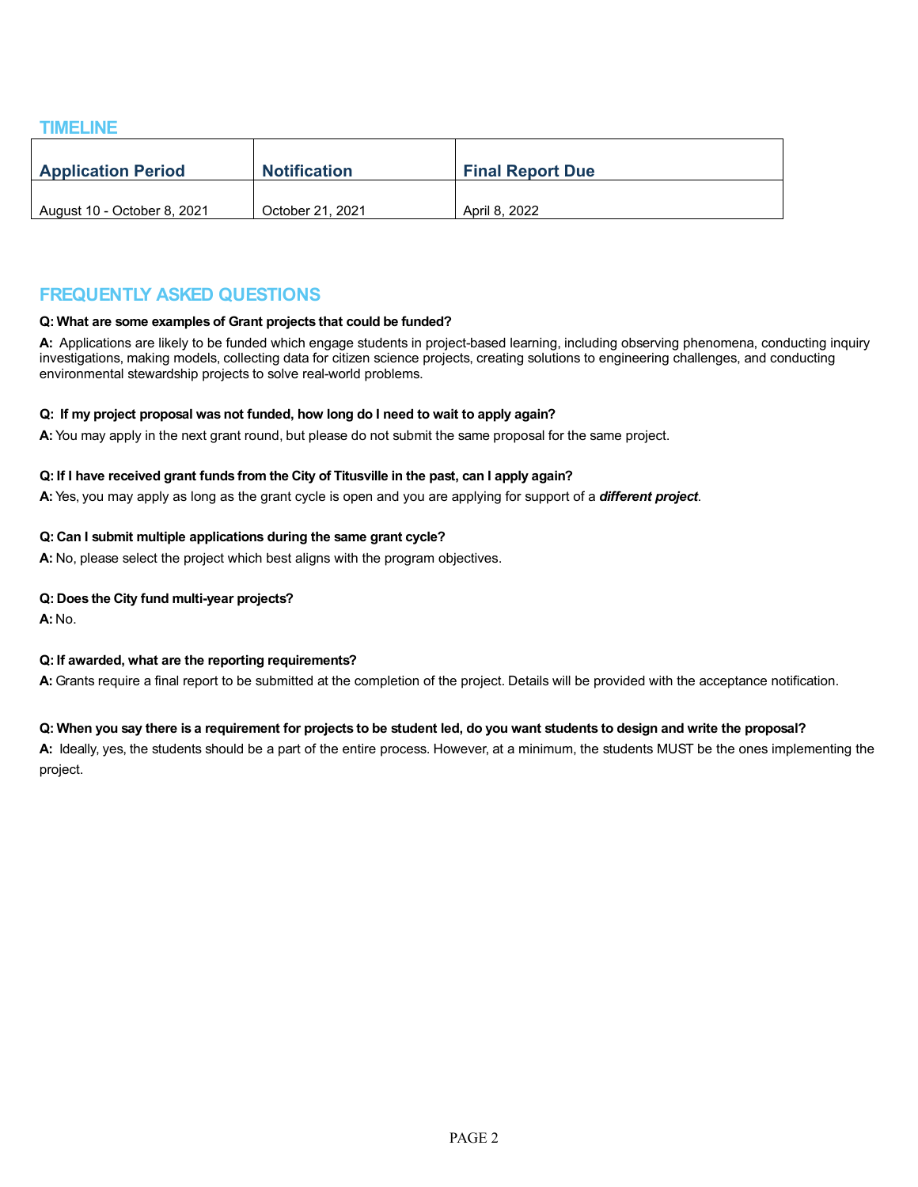## TIMELINE

| Application Period | Notification | Final Report Due |
|---|---|---|
| August 10 - October 8, 2021 | October 21, 2021 | April 8, 2022 |

## FREQUENTLY ASKED QUESTIONS

**Q: What are some examples of Grant projects that could be funded?**

**A:** Applications are likely to be funded which engage students in project-based learning, including observing phenomena, conducting inquiry investigations, making models, collecting data for citizen science projects, creating solutions to engineering challenges, and conducting environmental stewardship projects to solve real-world problems.

**Q: If my project proposal was not funded, how long do I need to wait to apply again?**

**A:** You may apply in the next grant round, but please do not submit the same proposal for the same project.

**Q: If I have received grant funds from the City of Titusville in the past, can I apply again?**

**A:** Yes, you may apply as long as the grant cycle is open and you are applying for support of a ***different project***.

**Q: Can I submit multiple applications during the same grant cycle?**

**A:** No, please select the project which best aligns with the program objectives.

**Q: Does the City fund multi-year projects?**

**A:** No.

**Q: If awarded, what are the reporting requirements?**

**A:** Grants require a final report to be submitted at the completion of the project. Details will be provided with the acceptance notification.

**Q: When you say there is a requirement for projects to be student led, do you want students to design and write the proposal?**

**A:** Ideally, yes, the students should be a part of the entire process. However, at a minimum, the students MUST be the ones implementing the project.